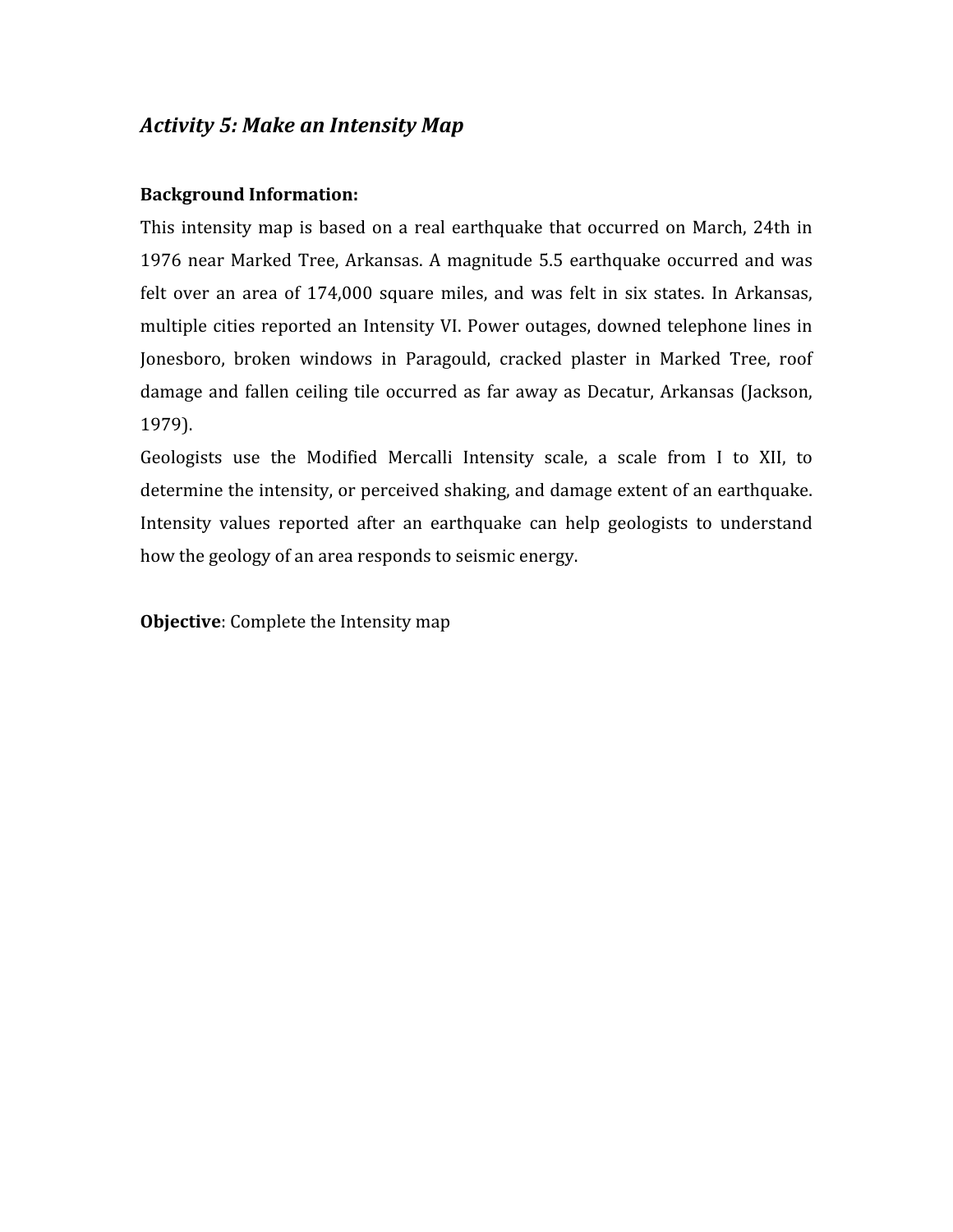## *Activity 5: Make an Intensity Map*

**Background Information:**

This intensity map is based on a real earthquake that occurred on March, 24th in 1976 near Marked Tree, Arkansas. A magnitude 5.5 earthquake occurred and was felt over an area of 174,000 square miles, and was felt in six states. In Arkansas, multiple cities reported an Intensity VI. Power outages, downed telephone lines in Jonesboro, broken windows in Paragould, cracked plaster in Marked Tree, roof damage and fallen ceiling tile occurred as far away as Decatur, Arkansas (Jackson, 1979).

Geologists use the Modified Mercalli Intensity scale, a scale from I to XII, to determine the intensity, or perceived shaking, and damage extent of an earthquake. Intensity values reported after an earthquake can help geologists to understand how the geology of an area responds to seismic energy.

**Objective**: Complete the Intensity map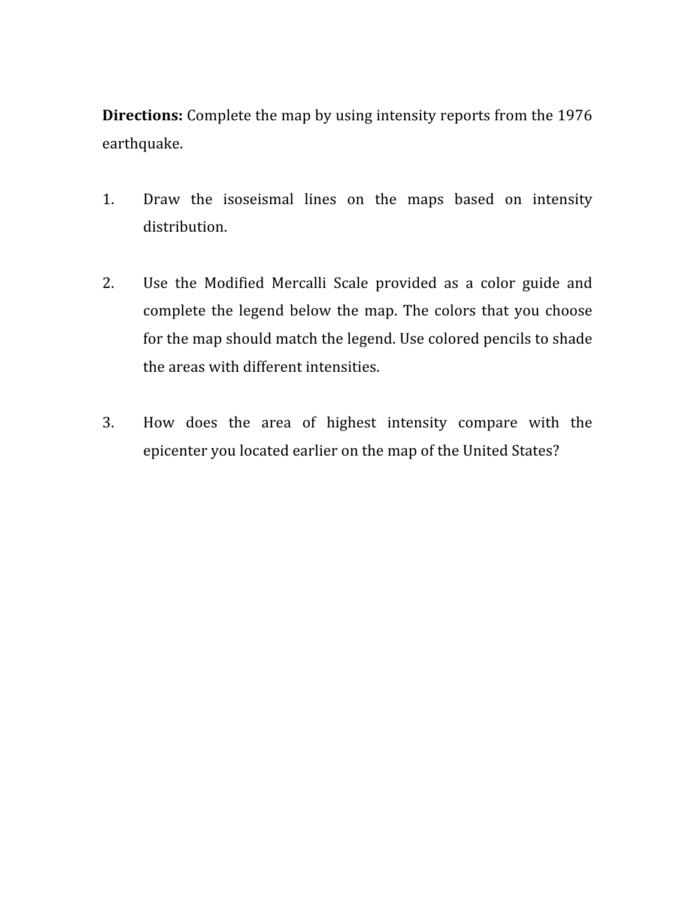**Directions:** Complete the map by using intensity reports from the 1976 earthquake.

1. Draw the isoseismal lines on the maps based on intensity distribution.

2. Use the Modified Mercalli Scale provided as a color guide and complete the legend below the map. The colors that you choose for the map should match the legend. Use colored pencils to shade the areas with different intensities.

3. How does the area of highest intensity compare with the epicenter you located earlier on the map of the United States?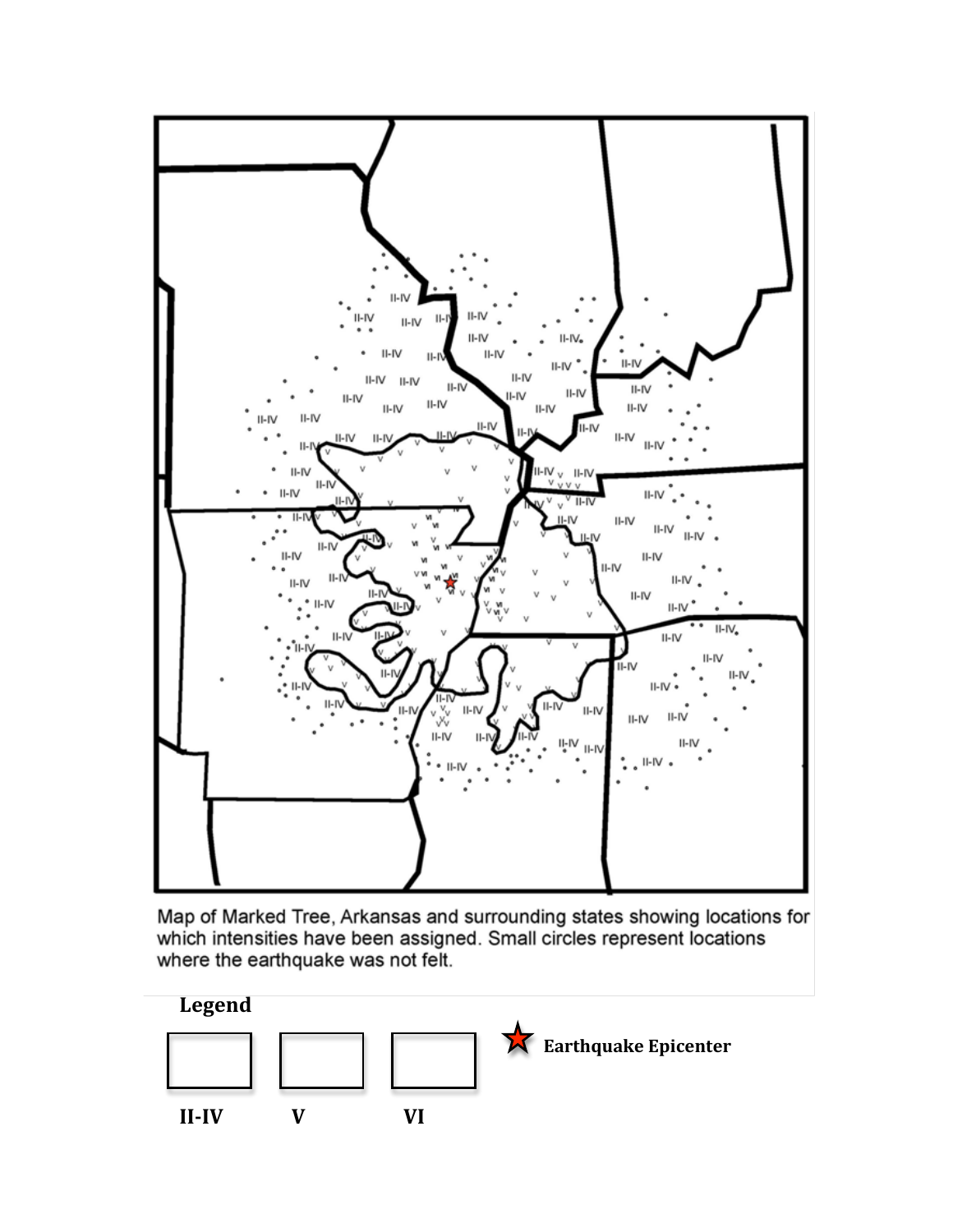Map of Marked Tree, Arkansas and surrounding states showing locations for which intensities have been assigned. Small circles represent locations where the earthquake was not felt.

**Legend**

| II-IV | V | VI |
|---|---|---|
| | | |

★ **Earthquake Epicenter**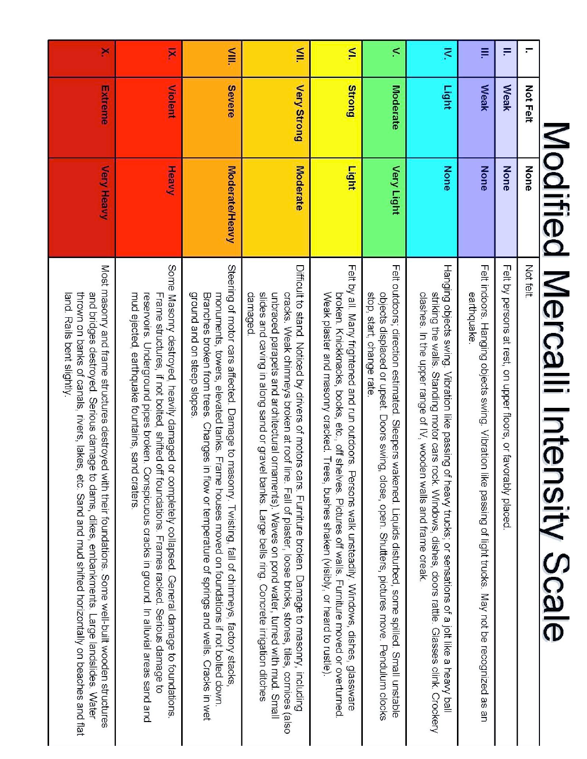# Modified Mercalli Intensity Scale

| | | | |
|---|---|---|---|
| I. | Not Felt | None | Not felt |
| II. | Weak | None | Felt by persons at rest, on upper floors, or favorably placed. |
| III. | Weak | None | Felt indoors. Hanging objects swing. Vibration like passing of light trucks. May not be recognized as an earthquake. |
| IV. | Light | None | Hanging objects swing. Vibration like passing of heavy trucks, or sensations of a jolt like a heavy ball striking the walls. Standing motor cars rock. Windows, dishes, doors rattle. Glasses clink. Crockery clashes. In the upper range of IV, wooden walls and frame creak. |
| V. | Moderate | Very Light | Felt outdoors; direction estimated. Sleepers wakened. Liquids disturbed, some spilled. Small unstable objects displaced or upset. Doors swing, close, open. Shutters, pictures move. Pendulum clocks stop, start, change rate. |
| VI. | Strong | Light | Felt by all. Many frightened and run outdoors. Persons walk unsteadily. Windows, dishes, glassware broken. Knickknacks, books, etc., off shelves. Pictures off walls. Furniture moved or overturned. Weak plaster and masonry cracked. Trees, bushes shaken (visibly, or heard to rustle). |
| VII. | Very Strong | Moderate | Difficult to stand. Noticed by drivers of motors cars. Furniture broken. Damage to masonry, including cracks. Weak chimneys broken at roof line. Fall of plaster, loose bricks, stones, tiles, cornices (also unbraced parapets and architectural ornaments). Waves on pond water, turned with mud. Small slides and caving in along sand or gravel banks. Large bells ring. Concrete irrigation ditches damaged. |
| VIII. | Severe | Moderate/Heavy | Steering of motor cars affected. Damage to masonry. Twisting, fall of chimneys, factory stacks, monuments, towers, elevated tanks. Frame houses moved on foundations if not bolted down. Branches broken from trees. Changes in flow or temperature of springs and wells. Cracks in wet ground and on steep slopes. |
| IX. | Violent | Heavy | Some Masonry destroyed, heavily damaged or completely collapsed. General damage to foundations. Frame structures, if not bolted, shifted off foundations. Frames racked. Serious damage to reservoirs. Underground pipes broken. Conspicuous cracks in ground. In alluvial areas sand and mud ejected, earthquake fountains, sand craters. |
| X. | Extreme | Very Heavy | Most masonry and frame structures destroyed with their foundations. Some well-built wooden structures and bridges destroyed. Serious damage to dams, dikes, embankments. Large landslides. Water thrown on banks of canals, rivers, lakes, etc. Sand and mud shifted horizontally on beaches and flat land. Rails bent slightly. |